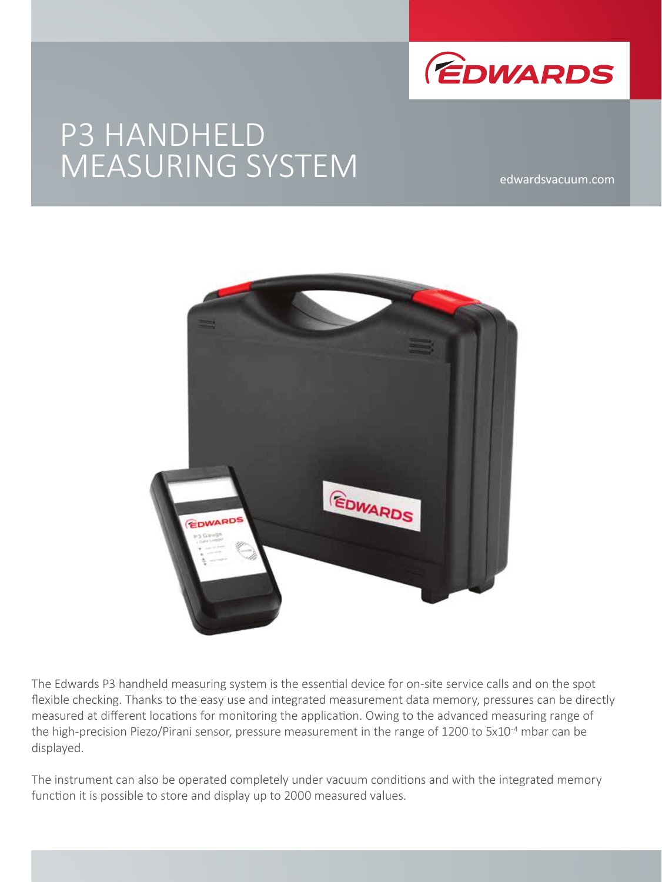# P3 HANDHELD MEASURING SYSTEM

edwardsvacuum.com

The Edwards P3 handheld measuring system is the essential device for on-site service calls and on the spot flexible checking. Thanks to the easy use and integrated measurement data memory, pressures can be directly measured at different locations for monitoring the application. Owing to the advanced measuring range of the high-precision Piezo/Pirani sensor, pressure measurement in the range of 1200 to $5 \times 10^{-4}$ mbar can be displayed.

The instrument can also be operated completely under vacuum conditions and with the integrated memory function it is possible to store and display up to 2000 measured values.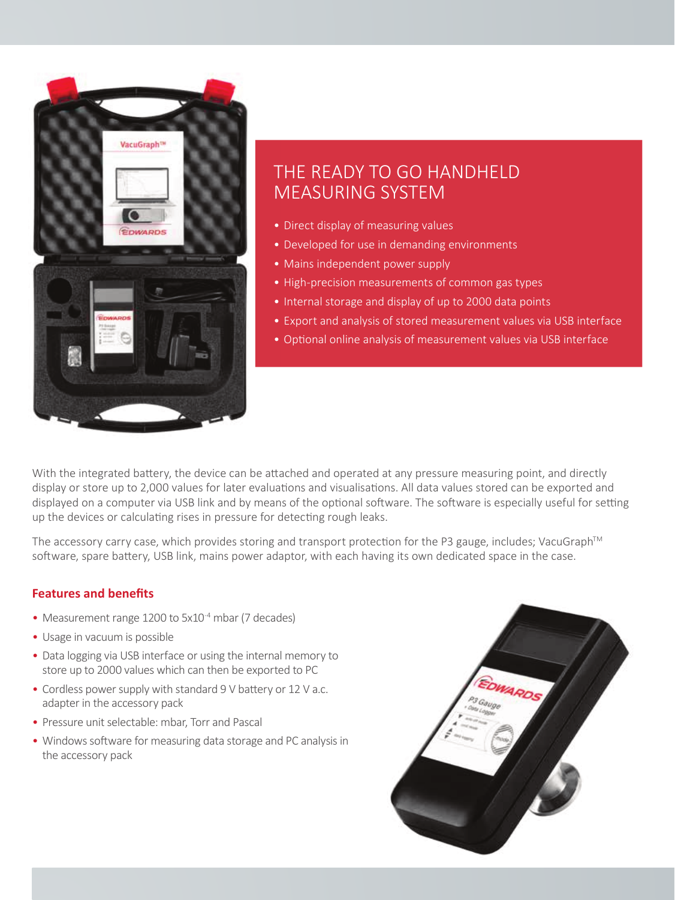## THE READY TO GO HANDHELD MEASURING SYSTEM

- Direct display of measuring values
- Developed for use in demanding environments
- Mains independent power supply
- High-precision measurements of common gas types
- Internal storage and display of up to 2000 data points
- Export and analysis of stored measurement values via USB interface
- Optional online analysis of measurement values via USB interface

With the integrated battery, the device can be attached and operated at any pressure measuring point, and directly display or store up to 2,000 values for later evaluations and visualisations. All data values stored can be exported and displayed on a computer via USB link and by means of the optional software. The software is especially useful for setting up the devices or calculating rises in pressure for detecting rough leaks.

The accessory carry case, which provides storing and transport protection for the P3 gauge, includes; VacuGraph™ software, spare battery, USB link, mains power adaptor, with each having its own dedicated space in the case.

### Features and benefits

- Measurement range 1200 to $5x10^{-4}$ mbar (7 decades)
- Usage in vacuum is possible
- Data logging via USB interface or using the internal memory to store up to 2000 values which can then be exported to PC
- Cordless power supply with standard 9 V battery or 12 V a.c. adapter in the accessory pack
- Pressure unit selectable: mbar, Torr and Pascal
- Windows software for measuring data storage and PC analysis in the accessory pack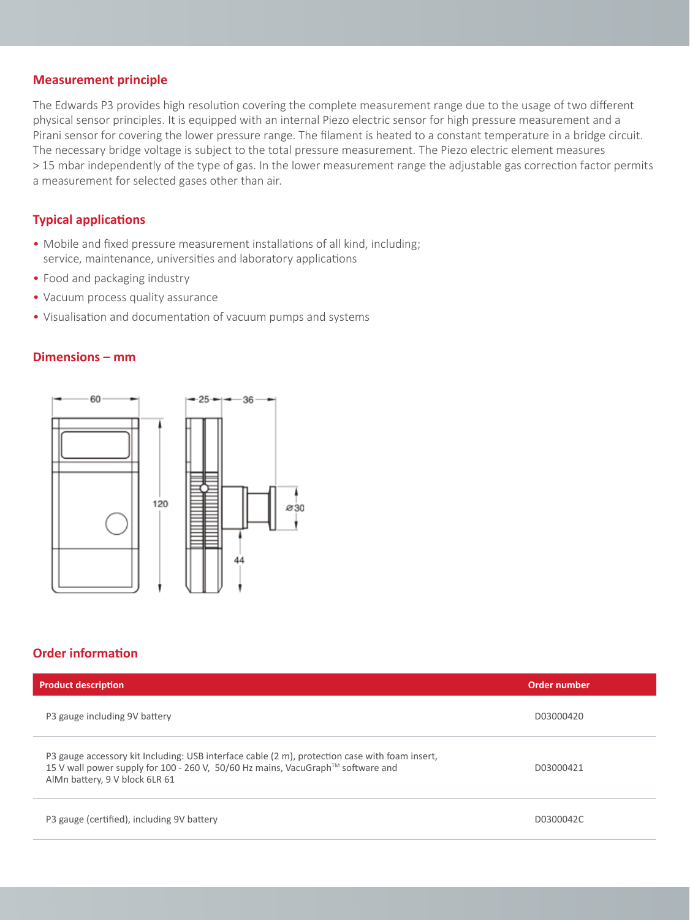## Measurement principle

The Edwards P3 provides high resolution covering the complete measurement range due to the usage of two different physical sensor principles. It is equipped with an internal Piezo electric sensor for high pressure measurement and a Pirani sensor for covering the lower pressure range. The filament is heated to a constant temperature in a bridge circuit. The necessary bridge voltage is subject to the total pressure measurement. The Piezo electric element measures > 15 mbar independently of the type of gas. In the lower measurement range the adjustable gas correction factor permits a measurement for selected gases other than air.

## Typical applications

- Mobile and fixed pressure measurement installations of all kind, including; service, maintenance, universities and laboratory applications
- Food and packaging industry
- Vacuum process quality assurance
- Visualisation and documentation of vacuum pumps and systems

## Dimensions – mm

60

25 36

120

ø30

44

## Order information

| Product description | Order number |
|---|---|
| P3 gauge including 9V battery | D03000420 |
| P3 gauge accessory kit Including: USB interface cable (2 m), protection case with foam insert, 15 V wall power supply for 100 - 260 V, 50/60 Hz mains, VacuGraph™ software and AlMn battery, 9 V block 6LR 61 | D03000421 |
| P3 gauge (certified), including 9V battery | D0300042C |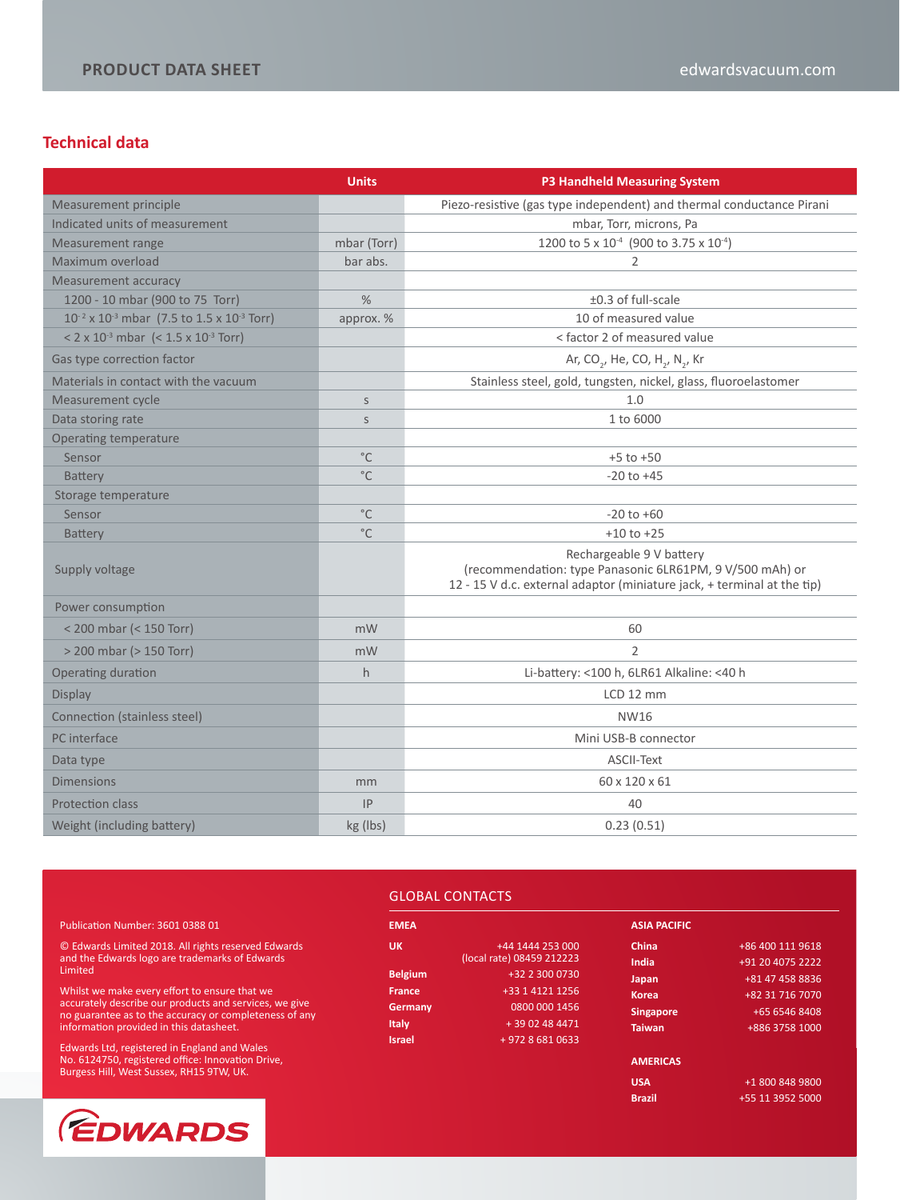## Technical data

| | Units | P3 Handheld Measuring System |
|---|---|---|
| Measurement principle | | Piezo-resistive (gas type independent) and thermal conductance Pirani |
| Indicated units of measurement | | mbar, Torr, microns, Pa |
| Measurement range | mbar (Torr) | 1200 to $5 \times 10^{-4}$ (900 to $3.75 \times 10^{-4}$) |
| Maximum overload | bar abs. | 2 |
| Measurement accuracy | | |
| 1200 - 10 mbar (900 to 75 Torr) | % | ±0.3 of full-scale |
| $10^{-2} \times 10^{-3}$ mbar (7.5 to $1.5 \times 10^{-3}$ Torr) | approx. % | 10 of measured value |
| < $2 \times 10^{-3}$ mbar (< $1.5 \times 10^{-3}$ Torr) | | < factor 2 of measured value |
| Gas type correction factor | | Ar, $CO_2$, He, CO, $H_2$, $N_2$, Kr |
| Materials in contact with the vacuum | | Stainless steel, gold, tungsten, nickel, glass, fluoroelastomer |
| Measurement cycle | s | 1.0 |
| Data storing rate | s | 1 to 6000 |
| Operating temperature | | |
| Sensor | °C | +5 to +50 |
| Battery | °C | -20 to +45 |
| Storage temperature | | |
| Sensor | °C | -20 to +60 |
| Battery | °C | +10 to +25 |
| Supply voltage | | Rechargeable 9 V battery (recommendation: type Panasonic 6LR61PM, 9 V/500 mAh) or 12 - 15 V d.c. external adaptor (miniature jack, + terminal at the tip) |
| Power consumption | | |
| < 200 mbar (< 150 Torr) | mW | 60 |
| > 200 mbar (> 150 Torr) | mW | 2 |
| Operating duration | h | Li-battery: <100 h, 6LR61 Alkaline: <40 h |
| Display | | LCD 12 mm |
| Connection (stainless steel) | | NW16 |
| PC interface | | Mini USB-B connector |
| Data type | | ASCII-Text |
| Dimensions | mm | 60 x 120 x 61 |
| Protection class | IP | 40 |
| Weight (including battery) | kg (lbs) | 0.23 (0.51) |

Publication Number: 3601 0388 01

© Edwards Limited 2018. All rights reserved Edwards and the Edwards logo are trademarks of Edwards Limited

Whilst we make every effort to ensure that we accurately describe our products and services, we give no guarantee as to the accuracy or completeness of any information provided in this datasheet.

Edwards Ltd, registered in England and Wales No. 6124750, registered office: Innovation Drive, Burgess Hill, West Sussex, RH15 9TW, UK.

### GLOBAL CONTACTS

**EMEA**

| | |
|---|---|
| **UK** | +44 1444 253 000 (local rate) 08459 212223 |
| **Belgium** | +32 2 300 0730 |
| **France** | +33 1 4121 1256 |
| **Germany** | 0800 000 1456 |
| **Italy** | + 39 02 48 4471 |
| **Israel** | + 972 8 681 0633 |

**ASIA PACIFIC**

| | |
|---|---|
| **China** | +86 400 111 9618 |
| **India** | +91 20 4075 2222 |
| **Japan** | +81 47 458 8836 |
| **Korea** | +82 31 716 7070 |
| **Singapore** | +65 6546 8408 |
| **Taiwan** | +886 3758 1000 |

**AMERICAS**

| | |
|---|---|
| **USA** | +1 800 848 9800 |
| **Brazil** | +55 11 3952 5000 |

EDWARDS